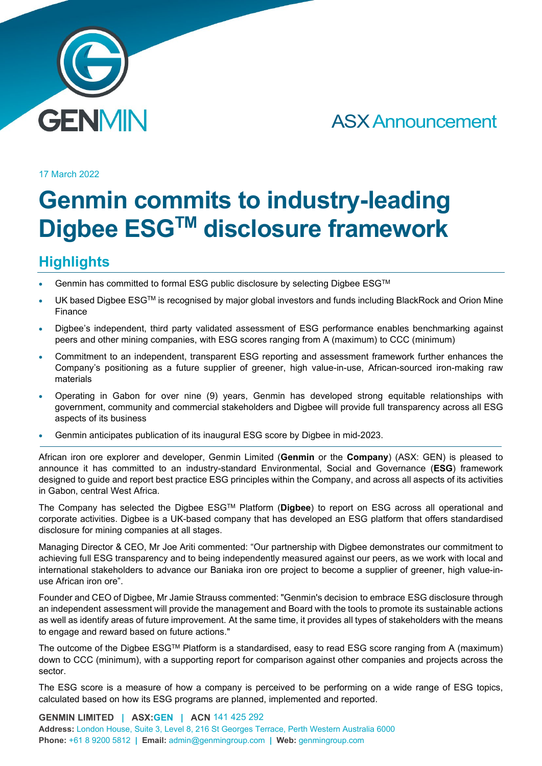GENMIN

ASX Announcement

17 March 2022

# Genmin commits to industry-leading Digbee ESG™ disclosure framework

## Highlights

- Genmin has committed to formal ESG public disclosure by selecting Digbee ESG™
- UK based Digbee ESG™ is recognised by major global investors and funds including BlackRock and Orion Mine Finance
- Digbee's independent, third party validated assessment of ESG performance enables benchmarking against peers and other mining companies, with ESG scores ranging from A (maximum) to CCC (minimum)
- Commitment to an independent, transparent ESG reporting and assessment framework further enhances the Company's positioning as a future supplier of greener, high value-in-use, African-sourced iron-making raw materials
- Operating in Gabon for over nine (9) years, Genmin has developed strong equitable relationships with government, community and commercial stakeholders and Digbee will provide full transparency across all ESG aspects of its business
- Genmin anticipates publication of its inaugural ESG score by Digbee in mid-2023.

African iron ore explorer and developer, Genmin Limited (**Genmin** or the **Company**) (ASX: GEN) is pleased to announce it has committed to an industry-standard Environmental, Social and Governance (**ESG**) framework designed to guide and report best practice ESG principles within the Company, and across all aspects of its activities in Gabon, central West Africa.

The Company has selected the Digbee ESG™ Platform (**Digbee**) to report on ESG across all operational and corporate activities. Digbee is a UK-based company that has developed an ESG platform that offers standardised disclosure for mining companies at all stages.

Managing Director & CEO, Mr Joe Ariti commented: "Our partnership with Digbee demonstrates our commitment to achieving full ESG transparency and to being independently measured against our peers, as we work with local and international stakeholders to advance our Baniaka iron ore project to become a supplier of greener, high value-in-use African iron ore".

Founder and CEO of Digbee, Mr Jamie Strauss commented: "Genmin's decision to embrace ESG disclosure through an independent assessment will provide the management and Board with the tools to promote its sustainable actions as well as identify areas of future improvement. At the same time, it provides all types of stakeholders with the means to engage and reward based on future actions."

The outcome of the Digbee ESG™ Platform is a standardised, easy to read ESG score ranging from A (maximum) down to CCC (minimum), with a supporting report for comparison against other companies and projects across the sector.

The ESG score is a measure of how a company is perceived to be performing on a wide range of ESG topics, calculated based on how its ESG programs are planned, implemented and reported.

**GENMIN LIMITED | ASX:GEN | ACN** 141 425 292
**Address:** London House, Suite 3, Level 8, 216 St Georges Terrace, Perth Western Australia 6000
**Phone:** +61 8 9200 5812 | **Email:** admin@genmingroup.com | **Web:** genmingroup.com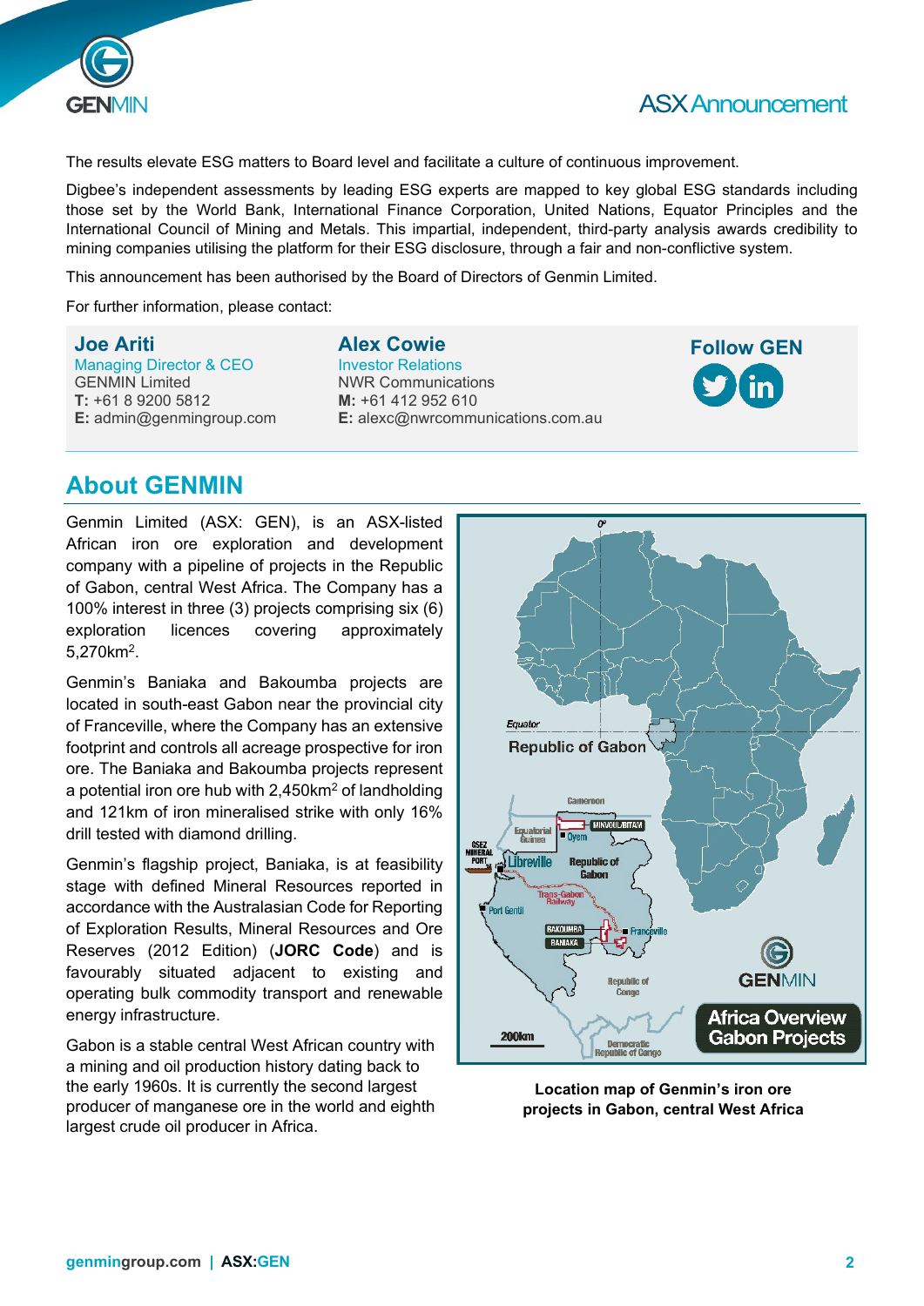The results elevate ESG matters to Board level and facilitate a culture of continuous improvement.

Digbee's independent assessments by leading ESG experts are mapped to key global ESG standards including those set by the World Bank, International Finance Corporation, United Nations, Equator Principles and the International Council of Mining and Metals. This impartial, independent, third-party analysis awards credibility to mining companies utilising the platform for their ESG disclosure, through a fair and non-conflictive system.

This announcement has been authorised by the Board of Directors of Genmin Limited.

For further information, please contact:

**Joe Ariti**
Managing Director & CEO
GENMIN Limited
**T:** +61 8 9200 5812
**E:** admin@genmingroup.com

**Alex Cowie**
Investor Relations
NWR Communications
**M:** +61 412 952 610
**E:** alexc@nwrcommunications.com.au

**Follow GEN**

## About GENMIN

Genmin Limited (ASX: GEN), is an ASX-listed African iron ore exploration and development company with a pipeline of projects in the Republic of Gabon, central West Africa. The Company has a 100% interest in three (3) projects comprising six (6) exploration licences covering approximately 5,270km$^2$.

Genmin's Baniaka and Bakoumba projects are located in south-east Gabon near the provincial city of Franceville, where the Company has an extensive footprint and controls all acreage prospective for iron ore. The Baniaka and Bakoumba projects represent a potential iron ore hub with 2,450km$^2$ of landholding and 121km of iron mineralised strike with only 16% drill tested with diamond drilling.

Genmin's flagship project, Baniaka, is at feasibility stage with defined Mineral Resources reported in accordance with the Australasian Code for Reporting of Exploration Results, Mineral Resources and Ore Reserves (2012 Edition) (**JORC Code**) and is favourably situated adjacent to existing and operating bulk commodity transport and renewable energy infrastructure.

Gabon is a stable central West African country with a mining and oil production history dating back to the early 1960s. It is currently the second largest producer of manganese ore in the world and eighth largest crude oil producer in Africa.

0°
Equator
Republic of Gabon
Cameroon
Equatorial Guinea
MINVOUL/BITAM
Oyem
GSEZ MINERAL PORT
Libreville
Republic of Gabon
Trans-Gabon Railway
Port Gentil
BAKOUMBA
BANIAKA
Franceville
Republic of Congo
200km
Democratic Republic of Congo
GENMIN
Africa Overview Gabon Projects

**Location map of Genmin's iron ore projects in Gabon, central West Africa**